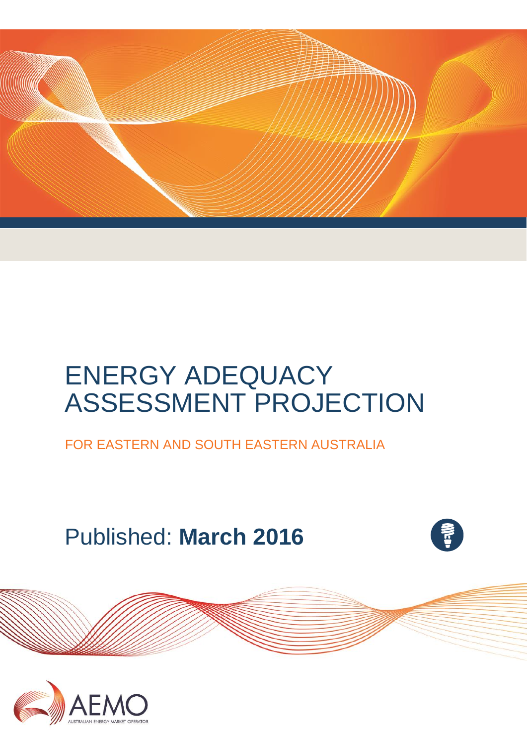# ENERGY ADEQUACY ASSESSMENT PROJECTION

FOR EASTERN AND SOUTH EASTERN AUSTRALIA

Published: **March 2016**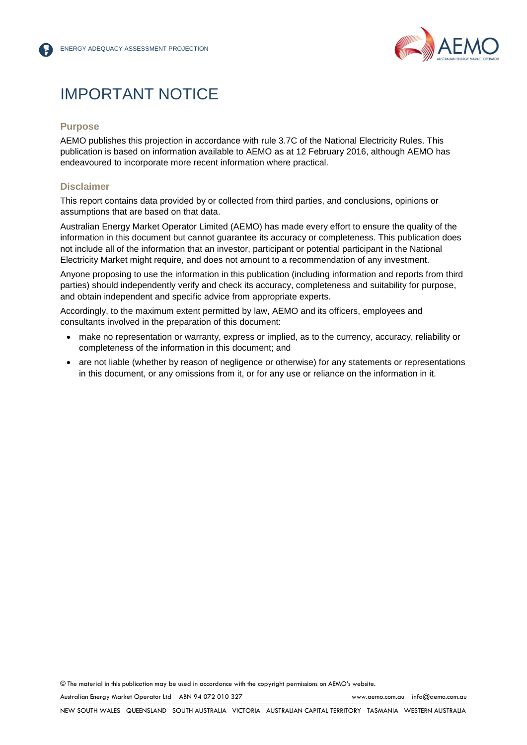# IMPORTANT NOTICE

## Purpose

AEMO publishes this projection in accordance with rule 3.7C of the National Electricity Rules. This publication is based on information available to AEMO as at 12 February 2016, although AEMO has endeavoured to incorporate more recent information where practical.

## Disclaimer

This report contains data provided by or collected from third parties, and conclusions, opinions or assumptions that are based on that data.

Australian Energy Market Operator Limited (AEMO) has made every effort to ensure the quality of the information in this document but cannot guarantee its accuracy or completeness. This publication does not include all of the information that an investor, participant or potential participant in the National Electricity Market might require, and does not amount to a recommendation of any investment.

Anyone proposing to use the information in this publication (including information and reports from third parties) should independently verify and check its accuracy, completeness and suitability for purpose, and obtain independent and specific advice from appropriate experts.

Accordingly, to the maximum extent permitted by law, AEMO and its officers, employees and consultants involved in the preparation of this document:

- make no representation or warranty, express or implied, as to the currency, accuracy, reliability or completeness of the information in this document; and
- are not liable (whether by reason of negligence or otherwise) for any statements or representations in this document, or any omissions from it, or for any use or reliance on the information in it.

© The material in this publication may be used in accordance with the copyright permissions on AEMO's website.

Australian Energy Market Operator Ltd ABN 94 072 010 327 www.aemo.com.au info@aemo.com.au

NEW SOUTH WALES QUEENSLAND SOUTH AUSTRALIA VICTORIA AUSTRALIAN CAPITAL TERRITORY TASMANIA WESTERN AUSTRALIA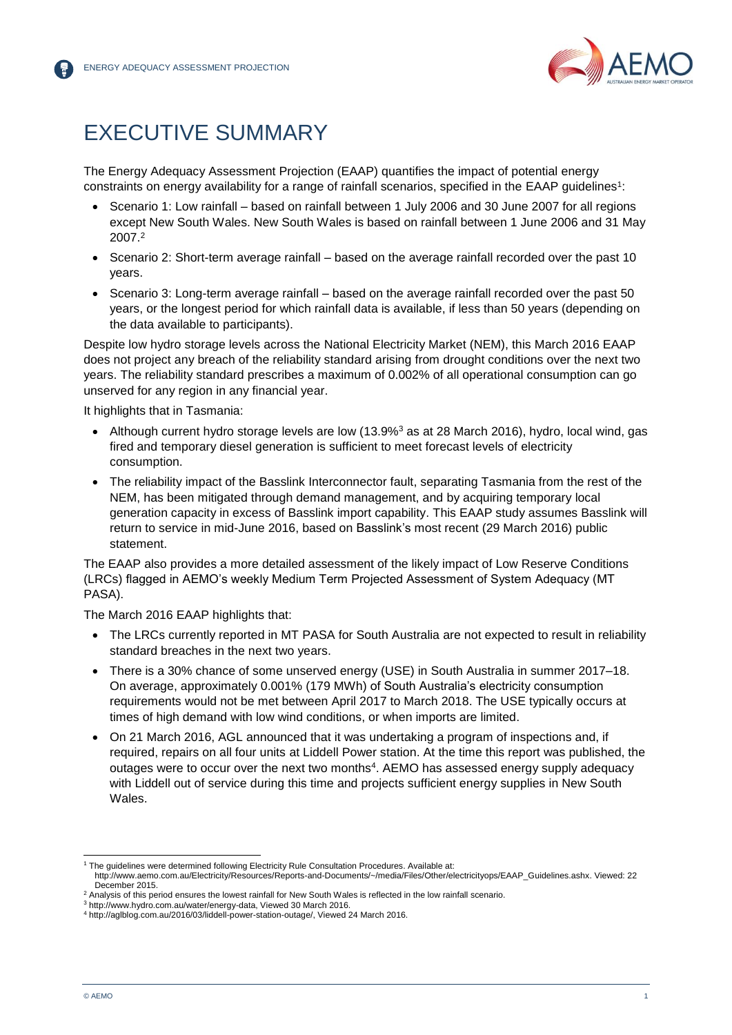# EXECUTIVE SUMMARY

The Energy Adequacy Assessment Projection (EAAP) quantifies the impact of potential energy constraints on energy availability for a range of rainfall scenarios, specified in the EAAP guidelines[1]:

- Scenario 1: Low rainfall – based on rainfall between 1 July 2006 and 30 June 2007 for all regions except New South Wales. New South Wales is based on rainfall between 1 June 2006 and 31 May 2007.[2]
- Scenario 2: Short-term average rainfall – based on the average rainfall recorded over the past 10 years.
- Scenario 3: Long-term average rainfall – based on the average rainfall recorded over the past 50 years, or the longest period for which rainfall data is available, if less than 50 years (depending on the data available to participants).

Despite low hydro storage levels across the National Electricity Market (NEM), this March 2016 EAAP does not project any breach of the reliability standard arising from drought conditions over the next two years. The reliability standard prescribes a maximum of 0.002% of all operational consumption can go unserved for any region in any financial year.

It highlights that in Tasmania:

- Although current hydro storage levels are low (13.9%[3] as at 28 March 2016), hydro, local wind, gas fired and temporary diesel generation is sufficient to meet forecast levels of electricity consumption.
- The reliability impact of the Basslink Interconnector fault, separating Tasmania from the rest of the NEM, has been mitigated through demand management, and by acquiring temporary local generation capacity in excess of Basslink import capability. This EAAP study assumes Basslink will return to service in mid-June 2016, based on Basslink's most recent (29 March 2016) public statement.

The EAAP also provides a more detailed assessment of the likely impact of Low Reserve Conditions (LRCs) flagged in AEMO's weekly Medium Term Projected Assessment of System Adequacy (MT PASA).

The March 2016 EAAP highlights that:

- The LRCs currently reported in MT PASA for South Australia are not expected to result in reliability standard breaches in the next two years.
- There is a 30% chance of some unserved energy (USE) in South Australia in summer 2017–18. On average, approximately 0.001% (179 MWh) of South Australia's electricity consumption requirements would not be met between April 2017 to March 2018. The USE typically occurs at times of high demand with low wind conditions, or when imports are limited.
- On 21 March 2016, AGL announced that it was undertaking a program of inspections and, if required, repairs on all four units at Liddell Power station. At the time this report was published, the outages were to occur over the next two months[4]. AEMO has assessed energy supply adequacy with Liddell out of service during this time and projects sufficient energy supplies in New South Wales.

---

[1] The guidelines were determined following Electricity Rule Consultation Procedures. Available at: http://www.aemo.com.au/Electricity/Resources/Reports-and-Documents/~/media/Files/Other/electricityops/EAAP_Guidelines.ashx. Viewed: 22 December 2015.

[2] Analysis of this period ensures the lowest rainfall for New South Wales is reflected in the low rainfall scenario.

[3] http://www.hydro.com.au/water/energy-data, Viewed 30 March 2016.

[4] http://aglblog.com.au/2016/03/liddell-power-station-outage/, Viewed 24 March 2016.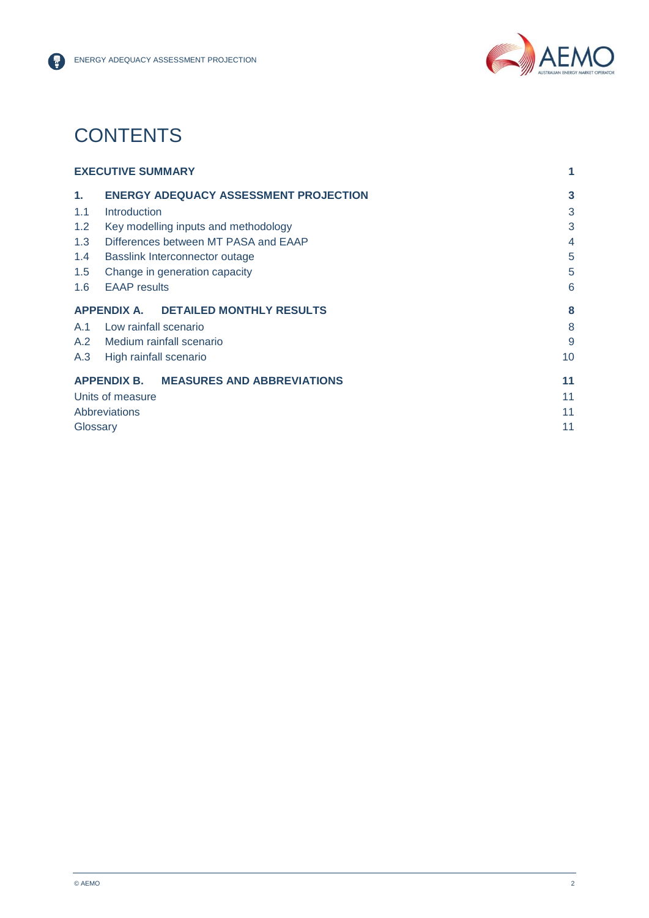# CONTENTS

| | | |
|---|---|---|
| **EXECUTIVE SUMMARY** | | **1** |
| **1.** | **ENERGY ADEQUACY ASSESSMENT PROJECTION** | **3** |
| 1.1 | Introduction | 3 |
| 1.2 | Key modelling inputs and methodology | 3 |
| 1.3 | Differences between MT PASA and EAAP | 4 |
| 1.4 | Basslink Interconnector outage | 5 |
| 1.5 | Change in generation capacity | 5 |
| 1.6 | EAAP results | 6 |
| **APPENDIX A.** | **DETAILED MONTHLY RESULTS** | **8** |
| A.1 | Low rainfall scenario | 8 |
| A.2 | Medium rainfall scenario | 9 |
| A.3 | High rainfall scenario | 10 |
| **APPENDIX B.** | **MEASURES AND ABBREVIATIONS** | **11** |
| Units of measure | | 11 |
| Abbreviations | | 11 |
| Glossary | | 11 |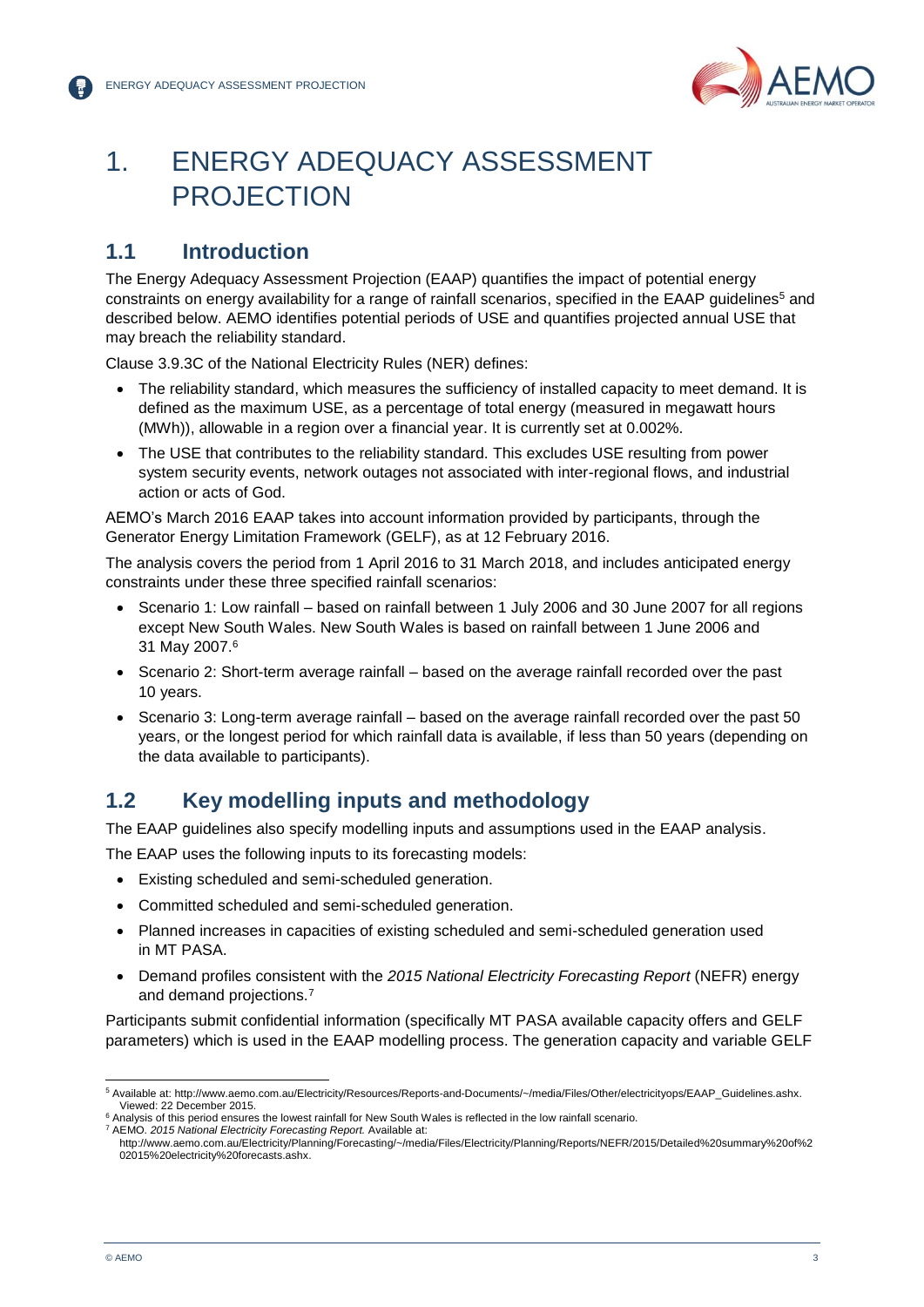# 1. ENERGY ADEQUACY ASSESSMENT PROJECTION

## 1.1 Introduction

The Energy Adequacy Assessment Projection (EAAP) quantifies the impact of potential energy constraints on energy availability for a range of rainfall scenarios, specified in the EAAP guidelines[5] and described below. AEMO identifies potential periods of USE and quantifies projected annual USE that may breach the reliability standard.

Clause 3.9.3C of the National Electricity Rules (NER) defines:

- The reliability standard, which measures the sufficiency of installed capacity to meet demand. It is defined as the maximum USE, as a percentage of total energy (measured in megawatt hours (MWh)), allowable in a region over a financial year. It is currently set at 0.002%.
- The USE that contributes to the reliability standard. This excludes USE resulting from power system security events, network outages not associated with inter-regional flows, and industrial action or acts of God.

AEMO's March 2016 EAAP takes into account information provided by participants, through the Generator Energy Limitation Framework (GELF), as at 12 February 2016.

The analysis covers the period from 1 April 2016 to 31 March 2018, and includes anticipated energy constraints under these three specified rainfall scenarios:

- Scenario 1: Low rainfall – based on rainfall between 1 July 2006 and 30 June 2007 for all regions except New South Wales. New South Wales is based on rainfall between 1 June 2006 and 31 May 2007.[6]
- Scenario 2: Short-term average rainfall – based on the average rainfall recorded over the past 10 years.
- Scenario 3: Long-term average rainfall – based on the average rainfall recorded over the past 50 years, or the longest period for which rainfall data is available, if less than 50 years (depending on the data available to participants).

## 1.2 Key modelling inputs and methodology

The EAAP guidelines also specify modelling inputs and assumptions used in the EAAP analysis.

The EAAP uses the following inputs to its forecasting models:

- Existing scheduled and semi-scheduled generation.
- Committed scheduled and semi-scheduled generation.
- Planned increases in capacities of existing scheduled and semi-scheduled generation used in MT PASA.
- Demand profiles consistent with the *2015 National Electricity Forecasting Report* (NEFR) energy and demand projections.[7]

Participants submit confidential information (specifically MT PASA available capacity offers and GELF parameters) which is used in the EAAP modelling process. The generation capacity and variable GELF

---

[5] Available at: http://www.aemo.com.au/Electricity/Resources/Reports-and-Documents/~/media/Files/Other/electricityops/EAAP_Guidelines.ashx. Viewed: 22 December 2015.

[6] Analysis of this period ensures the lowest rainfall for New South Wales is reflected in the low rainfall scenario.

[7] AEMO. *2015 National Electricity Forecasting Report.* Available at: http://www.aemo.com.au/Electricity/Planning/Forecasting/~/media/Files/Electricity/Planning/Reports/NEFR/2015/Detailed%20summary%20of%202015%20electricity%20forecasts.ashx.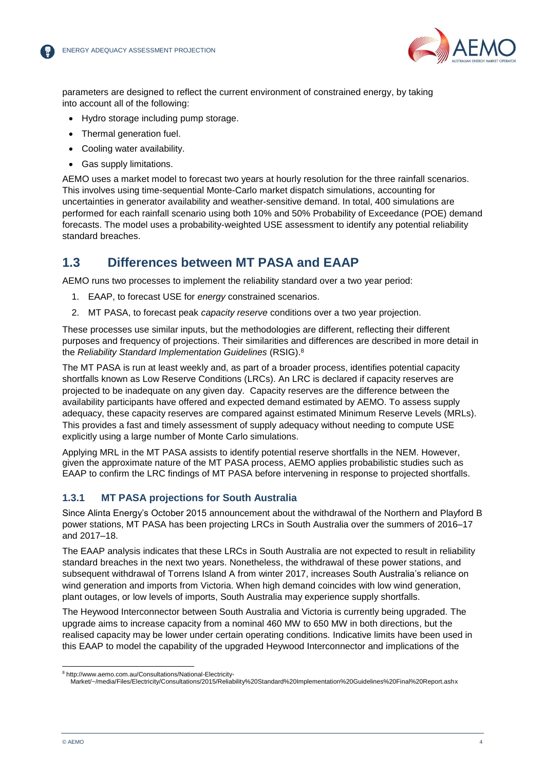parameters are designed to reflect the current environment of constrained energy, by taking into account all of the following:

- Hydro storage including pump storage.
- Thermal generation fuel.
- Cooling water availability.
- Gas supply limitations.

AEMO uses a market model to forecast two years at hourly resolution for the three rainfall scenarios. This involves using time-sequential Monte-Carlo market dispatch simulations, accounting for uncertainties in generator availability and weather-sensitive demand. In total, 400 simulations are performed for each rainfall scenario using both 10% and 50% Probability of Exceedance (POE) demand forecasts. The model uses a probability-weighted USE assessment to identify any potential reliability standard breaches.

## 1.3 Differences between MT PASA and EAAP

AEMO runs two processes to implement the reliability standard over a two year period:

1. EAAP, to forecast USE for *energy* constrained scenarios.
2. MT PASA, to forecast peak *capacity reserve* conditions over a two year projection.

These processes use similar inputs, but the methodologies are different, reflecting their different purposes and frequency of projections. Their similarities and differences are described in more detail in the *Reliability Standard Implementation Guidelines* (RSIG).[8]

The MT PASA is run at least weekly and, as part of a broader process, identifies potential capacity shortfalls known as Low Reserve Conditions (LRCs). An LRC is declared if capacity reserves are projected to be inadequate on any given day. Capacity reserves are the difference between the availability participants have offered and expected demand estimated by AEMO. To assess supply adequacy, these capacity reserves are compared against estimated Minimum Reserve Levels (MRLs). This provides a fast and timely assessment of supply adequacy without needing to compute USE explicitly using a large number of Monte Carlo simulations.

Applying MRL in the MT PASA assists to identify potential reserve shortfalls in the NEM. However, given the approximate nature of the MT PASA process, AEMO applies probabilistic studies such as EAAP to confirm the LRC findings of MT PASA before intervening in response to projected shortfalls.

### 1.3.1 MT PASA projections for South Australia

Since Alinta Energy's October 2015 announcement about the withdrawal of the Northern and Playford B power stations, MT PASA has been projecting LRCs in South Australia over the summers of 2016–17 and 2017–18.

The EAAP analysis indicates that these LRCs in South Australia are not expected to result in reliability standard breaches in the next two years. Nonetheless, the withdrawal of these power stations, and subsequent withdrawal of Torrens Island A from winter 2017, increases South Australia's reliance on wind generation and imports from Victoria. When high demand coincides with low wind generation, plant outages, or low levels of imports, South Australia may experience supply shortfalls.

The Heywood Interconnector between South Australia and Victoria is currently being upgraded. The upgrade aims to increase capacity from a nominal 460 MW to 650 MW in both directions, but the realised capacity may be lower under certain operating conditions. Indicative limits have been used in this EAAP to model the capability of the upgraded Heywood Interconnector and implications of the

[8] http://www.aemo.com.au/Consultations/National-Electricity-Market/~/media/Files/Electricity/Consultations/2015/Reliability%20Standard%20Implementation%20Guidelines%20Final%20Report.ashx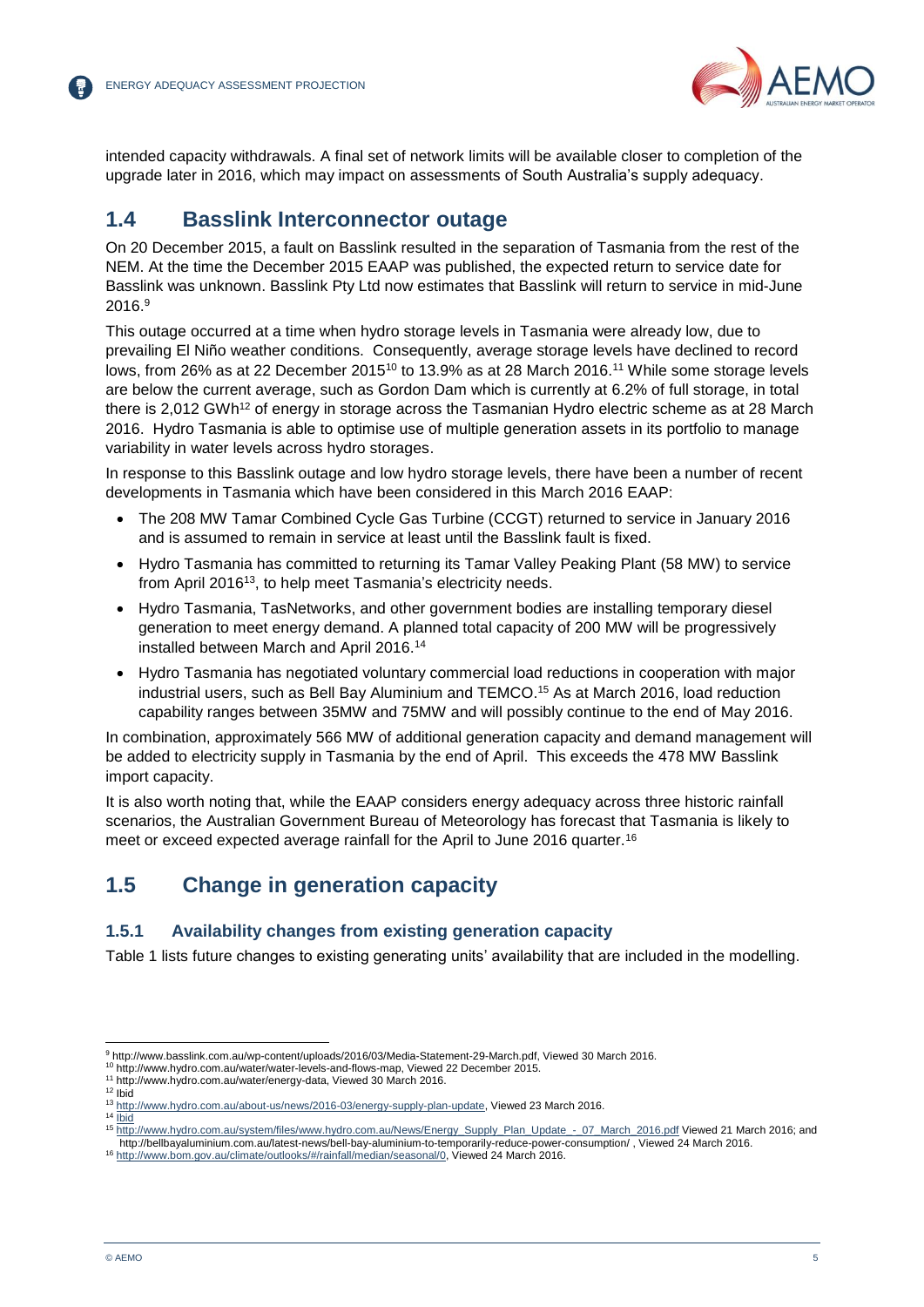intended capacity withdrawals. A final set of network limits will be available closer to completion of the upgrade later in 2016, which may impact on assessments of South Australia's supply adequacy.

## 1.4 Basslink Interconnector outage

On 20 December 2015, a fault on Basslink resulted in the separation of Tasmania from the rest of the NEM. At the time the December 2015 EAAP was published, the expected return to service date for Basslink was unknown. Basslink Pty Ltd now estimates that Basslink will return to service in mid-June 2016.[9]

This outage occurred at a time when hydro storage levels in Tasmania were already low, due to prevailing El Niño weather conditions. Consequently, average storage levels have declined to record lows, from 26% as at 22 December 2015[10] to 13.9% as at 28 March 2016.[11] While some storage levels are below the current average, such as Gordon Dam which is currently at 6.2% of full storage, in total there is 2,012 GWh[12] of energy in storage across the Tasmanian Hydro electric scheme as at 28 March 2016. Hydro Tasmania is able to optimise use of multiple generation assets in its portfolio to manage variability in water levels across hydro storages.

In response to this Basslink outage and low hydro storage levels, there have been a number of recent developments in Tasmania which have been considered in this March 2016 EAAP:

- The 208 MW Tamar Combined Cycle Gas Turbine (CCGT) returned to service in January 2016 and is assumed to remain in service at least until the Basslink fault is fixed.
- Hydro Tasmania has committed to returning its Tamar Valley Peaking Plant (58 MW) to service from April 2016[13], to help meet Tasmania's electricity needs.
- Hydro Tasmania, TasNetworks, and other government bodies are installing temporary diesel generation to meet energy demand. A planned total capacity of 200 MW will be progressively installed between March and April 2016.[14]
- Hydro Tasmania has negotiated voluntary commercial load reductions in cooperation with major industrial users, such as Bell Bay Aluminium and TEMCO.[15] As at March 2016, load reduction capability ranges between 35MW and 75MW and will possibly continue to the end of May 2016.

In combination, approximately 566 MW of additional generation capacity and demand management will be added to electricity supply in Tasmania by the end of April. This exceeds the 478 MW Basslink import capacity.

It is also worth noting that, while the EAAP considers energy adequacy across three historic rainfall scenarios, the Australian Government Bureau of Meteorology has forecast that Tasmania is likely to meet or exceed expected average rainfall for the April to June 2016 quarter.[16]

## 1.5 Change in generation capacity

### 1.5.1 Availability changes from existing generation capacity

Table 1 lists future changes to existing generating units' availability that are included in the modelling.

---

[9] http://www.basslink.com.au/wp-content/uploads/2016/03/Media-Statement-29-March.pdf, Viewed 30 March 2016.

[10] http://www.hydro.com.au/water/water-levels-and-flows-map, Viewed 22 December 2015.

[11] http://www.hydro.com.au/water/energy-data, Viewed 30 March 2016.

[12] Ibid

[13] http://www.hydro.com.au/about-us/news/2016-03/energy-supply-plan-update, Viewed 23 March 2016.

[14] Ibid

[15] http://www.hydro.com.au/system/files/www.hydro.com.au/News/Energy_Supply_Plan_Update_-_07_March_2016.pdf Viewed 21 March 2016; and http://bellbayaluminium.com.au/latest-news/bell-bay-aluminium-to-temporarily-reduce-power-consumption/ , Viewed 24 March 2016.

[16] http://www.bom.gov.au/climate/outlooks/#/rainfall/median/seasonal/0, Viewed 24 March 2016.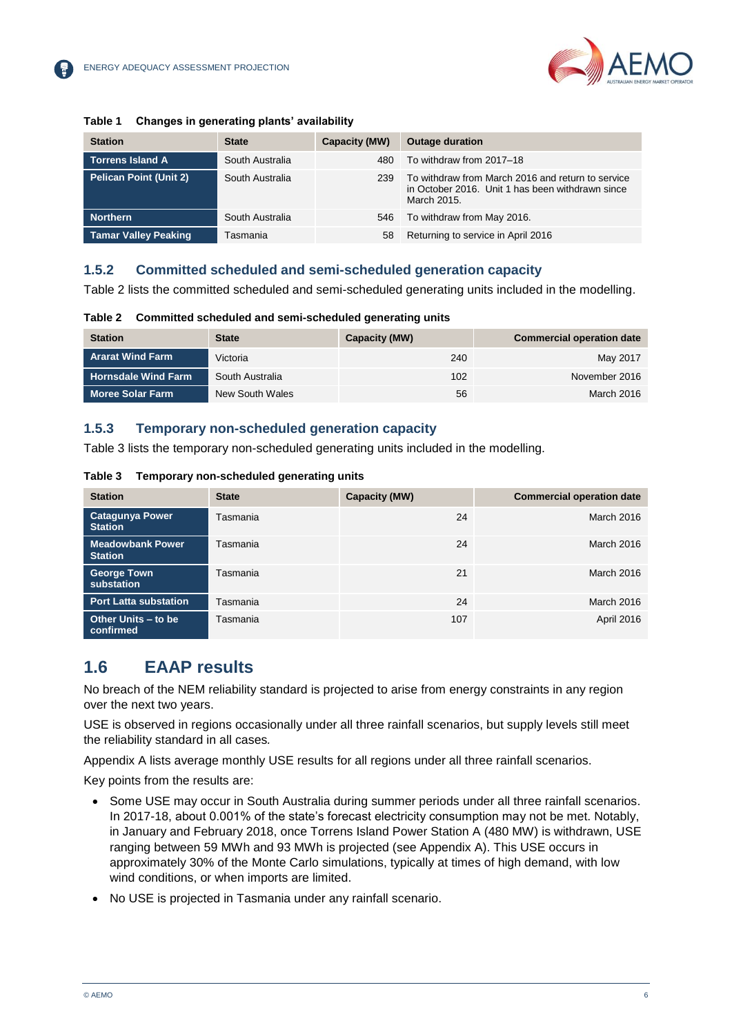**Table 1 Changes in generating plants' availability**

| Station | State | Capacity (MW) | Outage duration |
|---|---|---|---|
| Torrens Island A | South Australia | 480 | To withdraw from 2017–18 |
| Pelican Point (Unit 2) | South Australia | 239 | To withdraw from March 2016 and return to service in October 2016. Unit 1 has been withdrawn since March 2015. |
| Northern | South Australia | 546 | To withdraw from May 2016. |
| Tamar Valley Peaking | Tasmania | 58 | Returning to service in April 2016 |

### 1.5.2 Committed scheduled and semi-scheduled generation capacity

Table 2 lists the committed scheduled and semi-scheduled generating units included in the modelling.

**Table 2 Committed scheduled and semi-scheduled generating units**

| Station | State | Capacity (MW) | Commercial operation date |
|---|---|---|---|
| Ararat Wind Farm | Victoria | 240 | May 2017 |
| Hornsdale Wind Farm | South Australia | 102 | November 2016 |
| Moree Solar Farm | New South Wales | 56 | March 2016 |

### 1.5.3 Temporary non-scheduled generation capacity

Table 3 lists the temporary non-scheduled generating units included in the modelling.

**Table 3 Temporary non-scheduled generating units**

| Station | State | Capacity (MW) | Commercial operation date |
|---|---|---|---|
| Catagunya Power Station | Tasmania | 24 | March 2016 |
| Meadowbank Power Station | Tasmania | 24 | March 2016 |
| George Town substation | Tasmania | 21 | March 2016 |
| Port Latta substation | Tasmania | 24 | March 2016 |
| Other Units – to be confirmed | Tasmania | 107 | April 2016 |

## 1.6 EAAP results

No breach of the NEM reliability standard is projected to arise from energy constraints in any region over the next two years.

USE is observed in regions occasionally under all three rainfall scenarios, but supply levels still meet the reliability standard in all cases.

Appendix A lists average monthly USE results for all regions under all three rainfall scenarios.

Key points from the results are:

- Some USE may occur in South Australia during summer periods under all three rainfall scenarios. In 2017-18, about 0.001% of the state's forecast electricity consumption may not be met. Notably, in January and February 2018, once Torrens Island Power Station A (480 MW) is withdrawn, USE ranging between 59 MWh and 93 MWh is projected (see Appendix A). This USE occurs in approximately 30% of the Monte Carlo simulations, typically at times of high demand, with low wind conditions, or when imports are limited.
- No USE is projected in Tasmania under any rainfall scenario.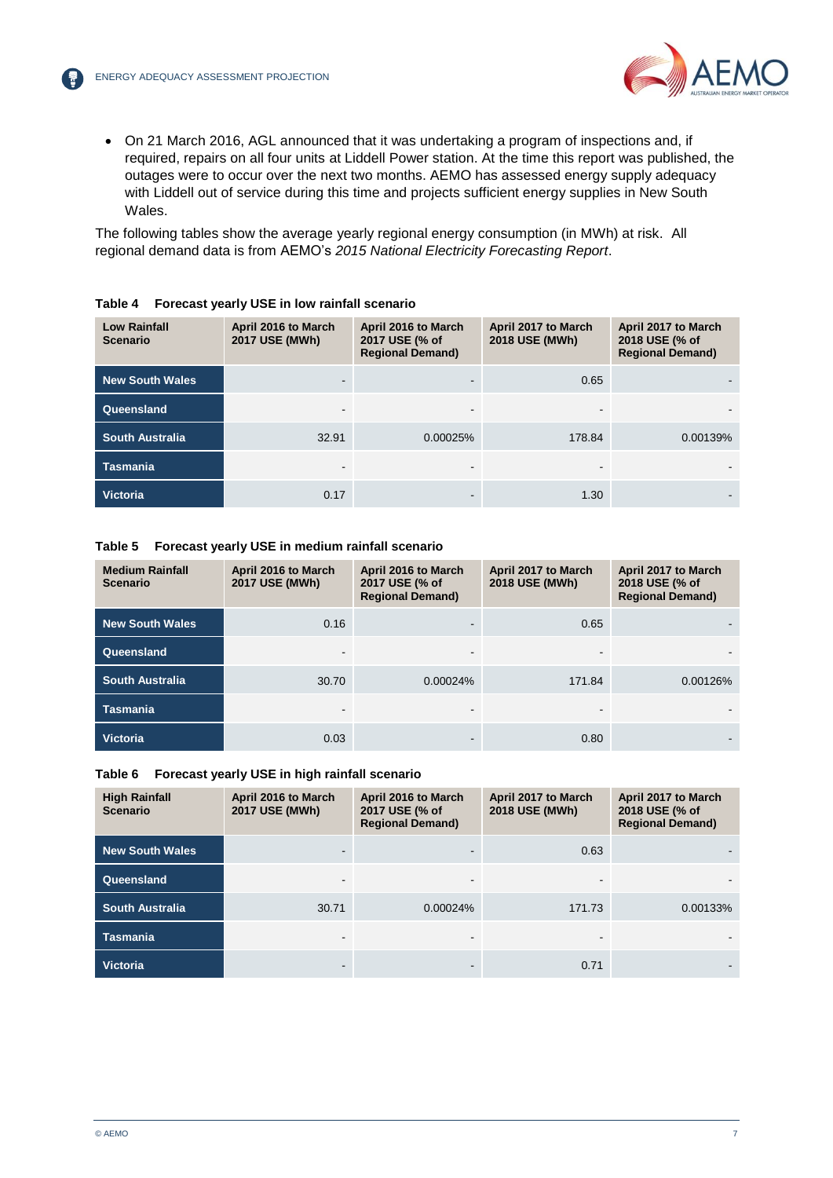- On 21 March 2016, AGL announced that it was undertaking a program of inspections and, if required, repairs on all four units at Liddell Power station. At the time this report was published, the outages were to occur over the next two months. AEMO has assessed energy supply adequacy with Liddell out of service during this time and projects sufficient energy supplies in New South Wales.

The following tables show the average yearly regional energy consumption (in MWh) at risk. All regional demand data is from AEMO's *2015 National Electricity Forecasting Report*.

**Table 4 Forecast yearly USE in low rainfall scenario**

| Low Rainfall Scenario | April 2016 to March 2017 USE (MWh) | April 2016 to March 2017 USE (% of Regional Demand) | April 2017 to March 2018 USE (MWh) | April 2017 to March 2018 USE (% of Regional Demand) |
|---|---|---|---|---|
| New South Wales | - | - | 0.65 | - |
| Queensland | - | - | - | - |
| South Australia | 32.91 | 0.00025% | 178.84 | 0.00139% |
| Tasmania | - | - | - | - |
| Victoria | 0.17 | - | 1.30 | - |

**Table 5 Forecast yearly USE in medium rainfall scenario**

| Medium Rainfall Scenario | April 2016 to March 2017 USE (MWh) | April 2016 to March 2017 USE (% of Regional Demand) | April 2017 to March 2018 USE (MWh) | April 2017 to March 2018 USE (% of Regional Demand) |
|---|---|---|---|---|
| New South Wales | 0.16 | - | 0.65 | - |
| Queensland | - | - | - | - |
| South Australia | 30.70 | 0.00024% | 171.84 | 0.00126% |
| Tasmania | - | - | - | - |
| Victoria | 0.03 | - | 0.80 | - |

**Table 6 Forecast yearly USE in high rainfall scenario**

| High Rainfall Scenario | April 2016 to March 2017 USE (MWh) | April 2016 to March 2017 USE (% of Regional Demand) | April 2017 to March 2018 USE (MWh) | April 2017 to March 2018 USE (% of Regional Demand) |
|---|---|---|---|---|
| New South Wales | - | - | 0.63 | - |
| Queensland | - | - | - | - |
| South Australia | 30.71 | 0.00024% | 171.73 | 0.00133% |
| Tasmania | - | - | - | - |
| Victoria | - | - | 0.71 | - |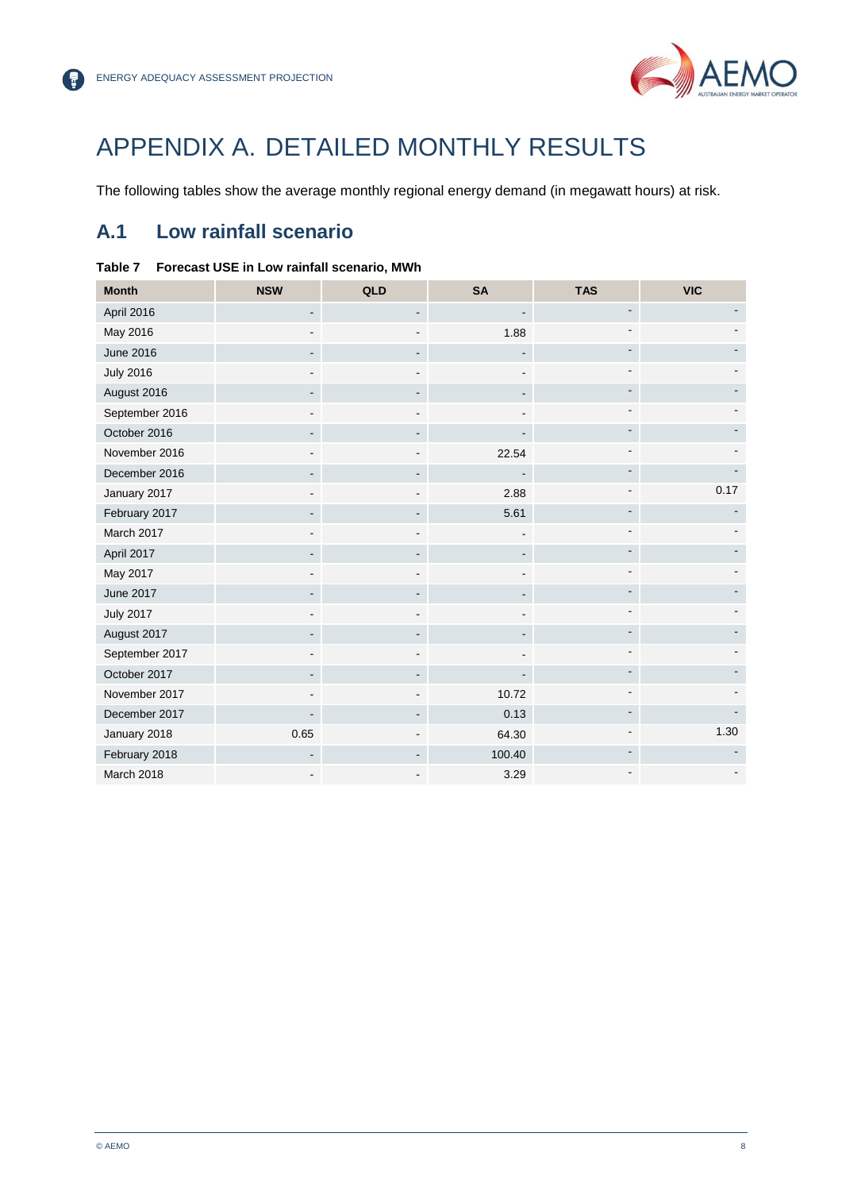# APPENDIX A. DETAILED MONTHLY RESULTS

The following tables show the average monthly regional energy demand (in megawatt hours) at risk.

## A.1 Low rainfall scenario

**Table 7 Forecast USE in Low rainfall scenario, MWh**

| Month | NSW | QLD | SA | TAS | VIC |
|---|---|---|---|---|---|
| April 2016 | - | - | - | - | - |
| May 2016 | - | - | 1.88 | - | - |
| June 2016 | - | - | - | - | - |
| July 2016 | - | - | - | - | - |
| August 2016 | - | - | - | - | - |
| September 2016 | - | - | - | - | - |
| October 2016 | - | - | - | - | - |
| November 2016 | - | - | 22.54 | - | - |
| December 2016 | - | - | - | - | - |
| January 2017 | - | - | 2.88 | - | 0.17 |
| February 2017 | - | - | 5.61 | - | - |
| March 2017 | - | - | - | - | - |
| April 2017 | - | - | - | - | - |
| May 2017 | - | - | - | - | - |
| June 2017 | - | - | - | - | - |
| July 2017 | - | - | - | - | - |
| August 2017 | - | - | - | - | - |
| September 2017 | - | - | - | - | - |
| October 2017 | - | - | - | - | - |
| November 2017 | - | - | 10.72 | - | - |
| December 2017 | - | - | 0.13 | - | - |
| January 2018 | 0.65 | - | 64.30 | - | 1.30 |
| February 2018 | - | - | 100.40 | - | - |
| March 2018 | - | - | 3.29 | - | - |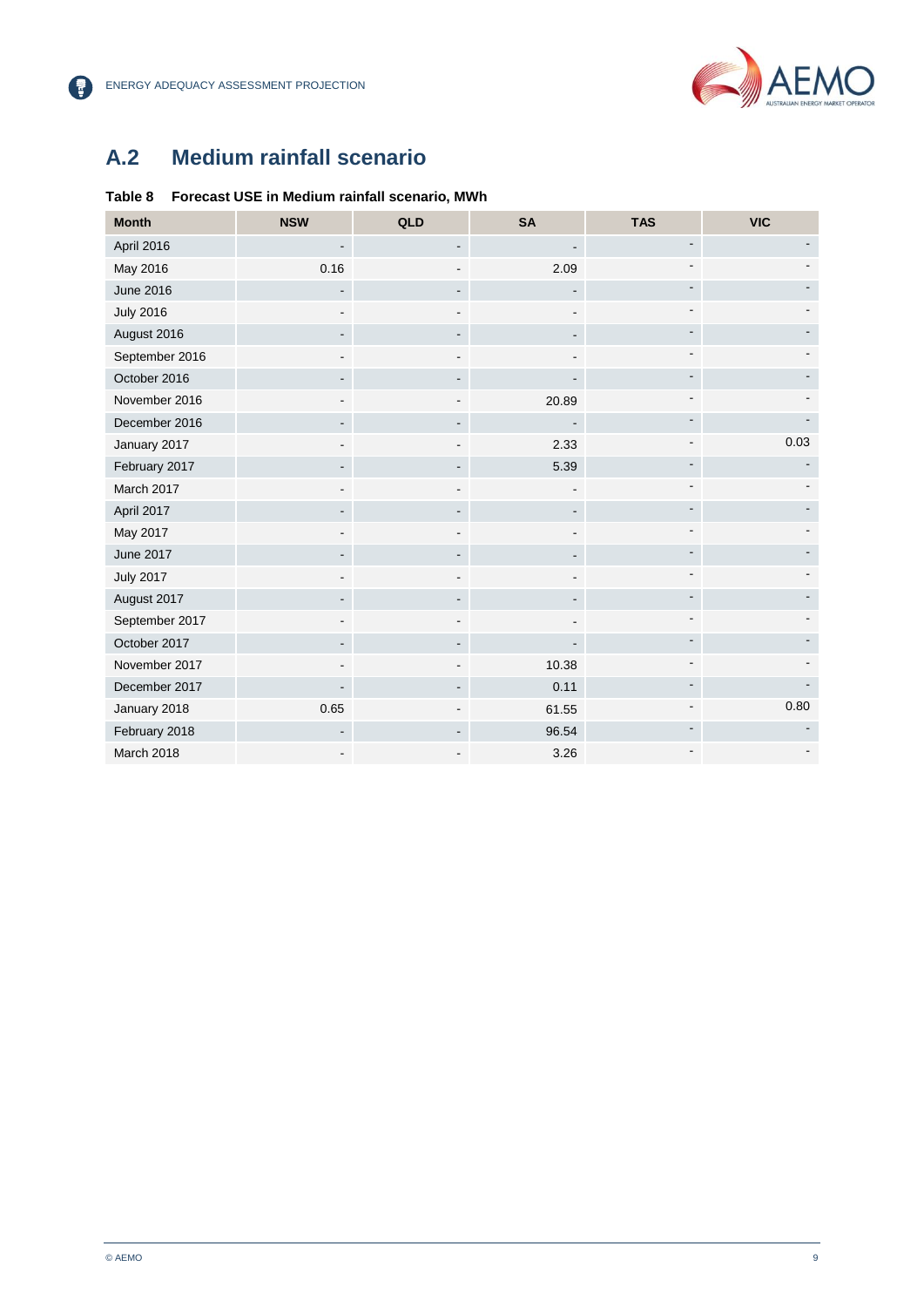## A.2 Medium rainfall scenario

**Table 8 Forecast USE in Medium rainfall scenario, MWh**

| Month | NSW | QLD | SA | TAS | VIC |
|---|---|---|---|---|---|
| April 2016 | - | - | - | - | - |
| May 2016 | 0.16 | - | 2.09 | - | - |
| June 2016 | - | - | - | - | - |
| July 2016 | - | - | - | - | - |
| August 2016 | - | - | - | - | - |
| September 2016 | - | - | - | - | - |
| October 2016 | - | - | - | - | - |
| November 2016 | - | - | 20.89 | - | - |
| December 2016 | - | - | - | - | - |
| January 2017 | - | - | 2.33 | - | 0.03 |
| February 2017 | - | - | 5.39 | - | - |
| March 2017 | - | - | - | - | - |
| April 2017 | - | - | - | - | - |
| May 2017 | - | - | - | - | - |
| June 2017 | - | - | - | - | - |
| July 2017 | - | - | - | - | - |
| August 2017 | - | - | - | - | - |
| September 2017 | - | - | - | - | - |
| October 2017 | - | - | - | - | - |
| November 2017 | - | - | 10.38 | - | - |
| December 2017 | - | - | 0.11 | - | - |
| January 2018 | 0.65 | - | 61.55 | - | 0.80 |
| February 2018 | - | - | 96.54 | - | - |
| March 2018 | - | - | 3.26 | - | - |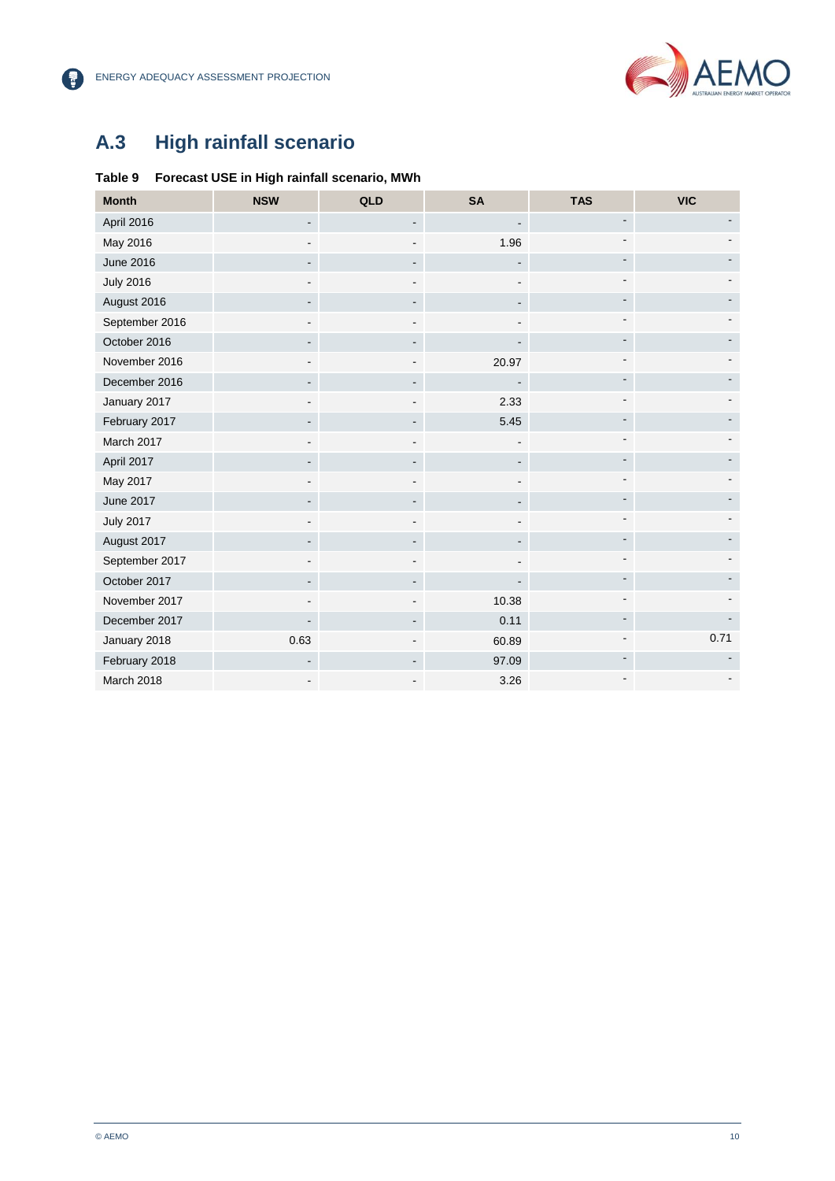## A.3 High rainfall scenario

**Table 9 Forecast USE in High rainfall scenario, MWh**

| Month | NSW | QLD | SA | TAS | VIC |
|---|---|---|---|---|---|
| April 2016 | - | - | - | - | - |
| May 2016 | - | - | 1.96 | - | - |
| June 2016 | - | - | - | - | - |
| July 2016 | - | - | - | - | - |
| August 2016 | - | - | - | - | - |
| September 2016 | - | - | - | - | - |
| October 2016 | - | - | - | - | - |
| November 2016 | - | - | 20.97 | - | - |
| December 2016 | - | - | - | - | - |
| January 2017 | - | - | 2.33 | - | - |
| February 2017 | - | - | 5.45 | - | - |
| March 2017 | - | - | - | - | - |
| April 2017 | - | - | - | - | - |
| May 2017 | - | - | - | - | - |
| June 2017 | - | - | - | - | - |
| July 2017 | - | - | - | - | - |
| August 2017 | - | - | - | - | - |
| September 2017 | - | - | - | - | - |
| October 2017 | - | - | - | - | - |
| November 2017 | - | - | 10.38 | - | - |
| December 2017 | - | - | 0.11 | - | - |
| January 2018 | 0.63 | - | 60.89 | - | 0.71 |
| February 2018 | - | - | 97.09 | - | - |
| March 2018 | - | - | 3.26 | - | - |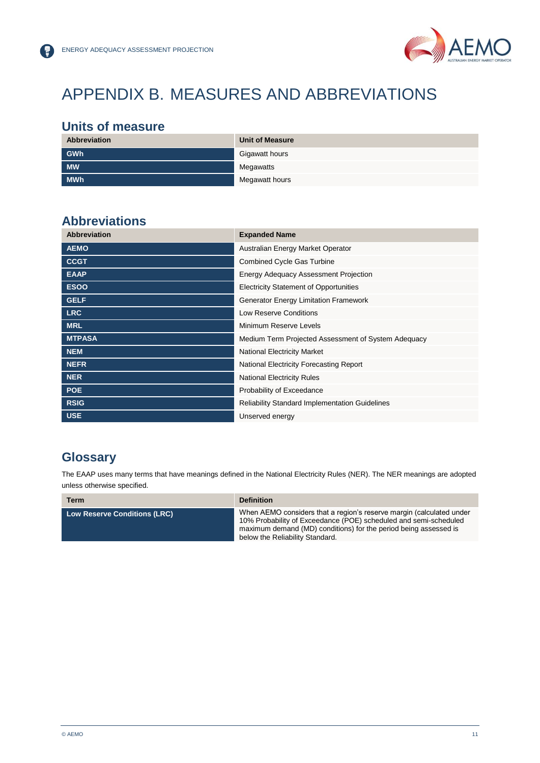# APPENDIX B. MEASURES AND ABBREVIATIONS

## Units of measure

| Abbreviation | Unit of Measure |
|---|---|
| **GWh** | Gigawatt hours |
| **MW** | Megawatts |
| **MWh** | Megawatt hours |

## Abbreviations

| Abbreviation | Expanded Name |
|---|---|
| **AEMO** | Australian Energy Market Operator |
| **CCGT** | Combined Cycle Gas Turbine |
| **EAAP** | Energy Adequacy Assessment Projection |
| **ESOO** | Electricity Statement of Opportunities |
| **GELF** | Generator Energy Limitation Framework |
| **LRC** | Low Reserve Conditions |
| **MRL** | Minimum Reserve Levels |
| **MTPASA** | Medium Term Projected Assessment of System Adequacy |
| **NEM** | National Electricity Market |
| **NEFR** | National Electricity Forecasting Report |
| **NER** | National Electricity Rules |
| **POE** | Probability of Exceedance |
| **RSIG** | Reliability Standard Implementation Guidelines |
| **USE** | Unserved energy |

## Glossary

The EAAP uses many terms that have meanings defined in the National Electricity Rules (NER). The NER meanings are adopted unless otherwise specified.

| Term | Definition |
|---|---|
| **Low Reserve Conditions (LRC)** | When AEMO considers that a region's reserve margin (calculated under 10% Probability of Exceedance (POE) scheduled and semi-scheduled maximum demand (MD) conditions) for the period being assessed is below the Reliability Standard. |